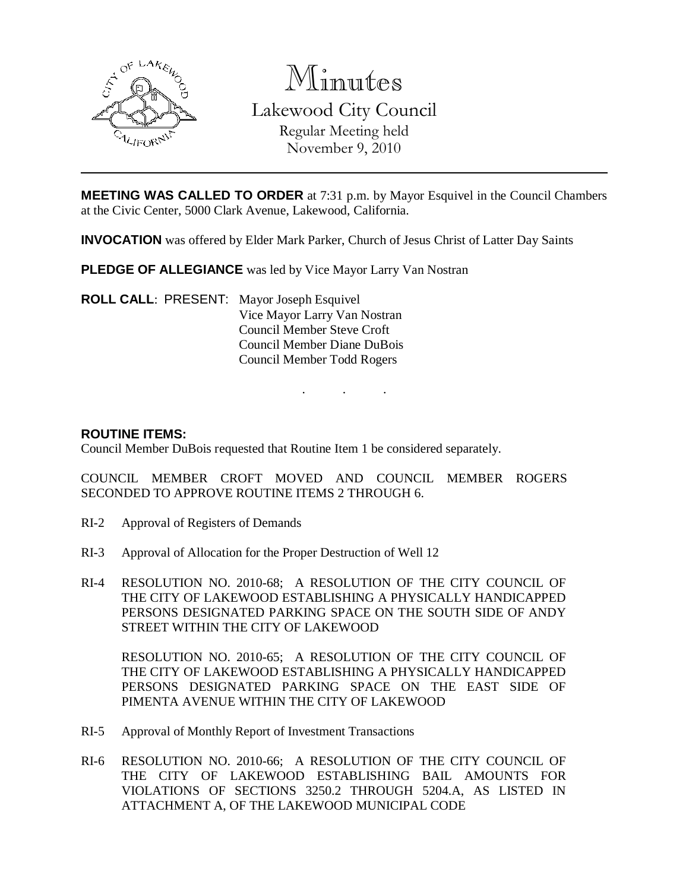# Minutes

Lakewood City Council

Regular Meeting held

November 9, 2010

**MEETING WAS CALLED TO ORDER** at 7:31 p.m. by Mayor Esquivel in the Council Chambers at the Civic Center, 5000 Clark Avenue, Lakewood, California.

**INVOCATION** was offered by Elder Mark Parker, Church of Jesus Christ of Latter Day Saints

**PLEDGE OF ALLEGIANCE** was led by Vice Mayor Larry Van Nostran

**ROLL CALL**: PRESENT: Mayor Joseph Esquivel
Vice Mayor Larry Van Nostran
Council Member Steve Croft
Council Member Diane DuBois
Council Member Todd Rogers

. . .

**ROUTINE ITEMS:**

Council Member DuBois requested that Routine Item 1 be considered separately.

COUNCIL MEMBER CROFT MOVED AND COUNCIL MEMBER ROGERS SECONDED TO APPROVE ROUTINE ITEMS 2 THROUGH 6.

RI-2 Approval of Registers of Demands

RI-3 Approval of Allocation for the Proper Destruction of Well 12

RI-4 RESOLUTION NO. 2010-68; A RESOLUTION OF THE CITY COUNCIL OF THE CITY OF LAKEWOOD ESTABLISHING A PHYSICALLY HANDICAPPED PERSONS DESIGNATED PARKING SPACE ON THE SOUTH SIDE OF ANDY STREET WITHIN THE CITY OF LAKEWOOD

RESOLUTION NO. 2010-65; A RESOLUTION OF THE CITY COUNCIL OF THE CITY OF LAKEWOOD ESTABLISHING A PHYSICALLY HANDICAPPED PERSONS DESIGNATED PARKING SPACE ON THE EAST SIDE OF PIMENTA AVENUE WITHIN THE CITY OF LAKEWOOD

RI-5 Approval of Monthly Report of Investment Transactions

RI-6 RESOLUTION NO. 2010-66; A RESOLUTION OF THE CITY COUNCIL OF THE CITY OF LAKEWOOD ESTABLISHING BAIL AMOUNTS FOR VIOLATIONS OF SECTIONS 3250.2 THROUGH 5204.A, AS LISTED IN ATTACHMENT A, OF THE LAKEWOOD MUNICIPAL CODE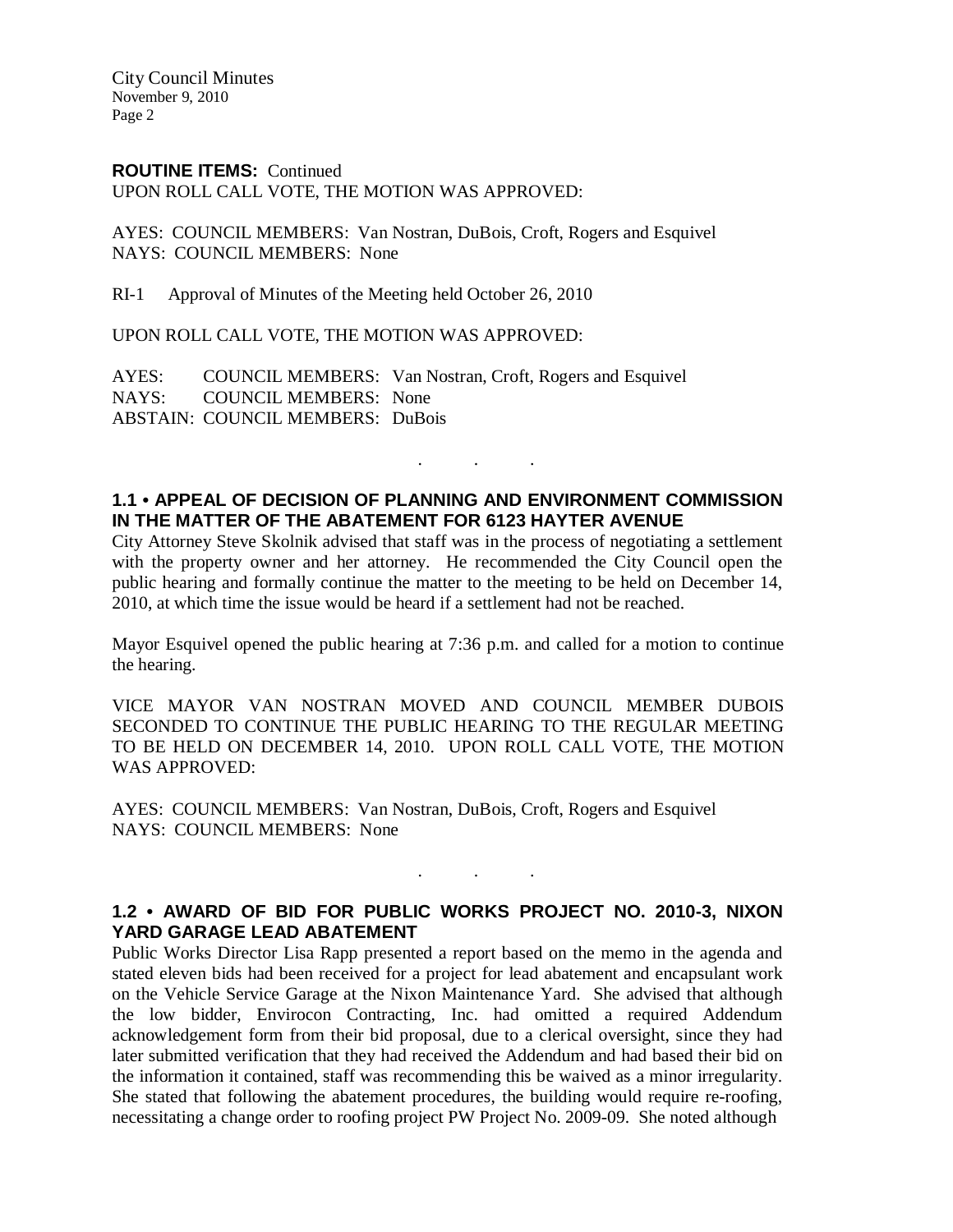**ROUTINE ITEMS:** Continued
UPON ROLL CALL VOTE, THE MOTION WAS APPROVED:

AYES: COUNCIL MEMBERS: Van Nostran, DuBois, Croft, Rogers and Esquivel
NAYS: COUNCIL MEMBERS: None

RI-1 Approval of Minutes of the Meeting held October 26, 2010

UPON ROLL CALL VOTE, THE MOTION WAS APPROVED:

AYES: COUNCIL MEMBERS: Van Nostran, Croft, Rogers and Esquivel
NAYS: COUNCIL MEMBERS: None
ABSTAIN: COUNCIL MEMBERS: DuBois

. . .

## 1.1 • APPEAL OF DECISION OF PLANNING AND ENVIRONMENT COMMISSION IN THE MATTER OF THE ABATEMENT FOR 6123 HAYTER AVENUE

City Attorney Steve Skolnik advised that staff was in the process of negotiating a settlement with the property owner and her attorney. He recommended the City Council open the public hearing and formally continue the matter to the meeting to be held on December 14, 2010, at which time the issue would be heard if a settlement had not be reached.

Mayor Esquivel opened the public hearing at 7:36 p.m. and called for a motion to continue the hearing.

VICE MAYOR VAN NOSTRAN MOVED AND COUNCIL MEMBER DUBOIS SECONDED TO CONTINUE THE PUBLIC HEARING TO THE REGULAR MEETING TO BE HELD ON DECEMBER 14, 2010. UPON ROLL CALL VOTE, THE MOTION WAS APPROVED:

AYES: COUNCIL MEMBERS: Van Nostran, DuBois, Croft, Rogers and Esquivel
NAYS: COUNCIL MEMBERS: None

. . .

## 1.2 • AWARD OF BID FOR PUBLIC WORKS PROJECT NO. 2010-3, NIXON YARD GARAGE LEAD ABATEMENT

Public Works Director Lisa Rapp presented a report based on the memo in the agenda and stated eleven bids had been received for a project for lead abatement and encapsulant work on the Vehicle Service Garage at the Nixon Maintenance Yard. She advised that although the low bidder, Envirocon Contracting, Inc. had omitted a required Addendum acknowledgement form from their bid proposal, due to a clerical oversight, since they had later submitted verification that they had received the Addendum and had based their bid on the information it contained, staff was recommending this be waived as a minor irregularity. She stated that following the abatement procedures, the building would require re-roofing, necessitating a change order to roofing project PW Project No. 2009-09. She noted although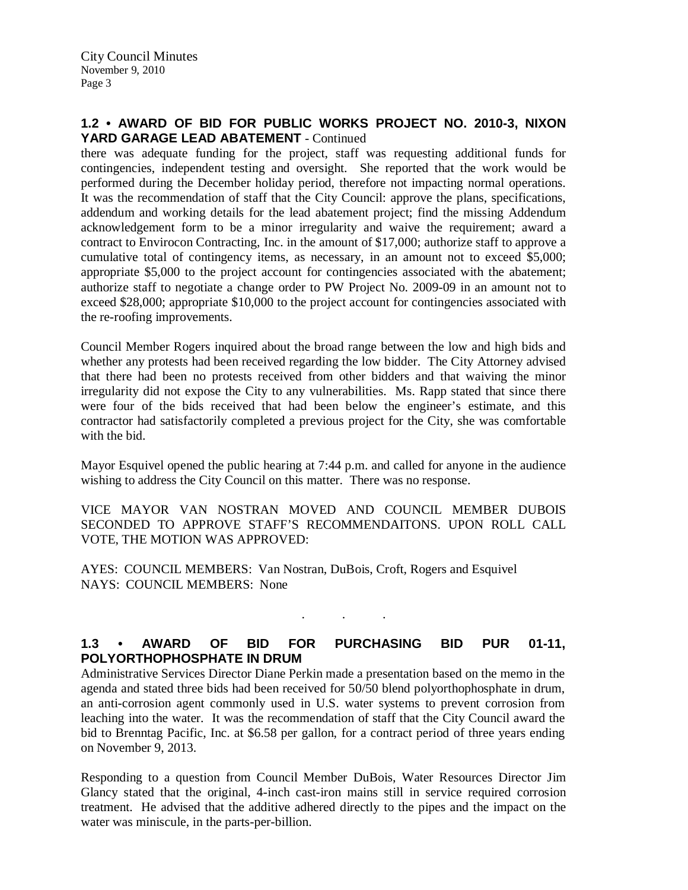### 1.2 • AWARD OF BID FOR PUBLIC WORKS PROJECT NO. 2010-3, NIXON YARD GARAGE LEAD ABATEMENT - Continued

there was adequate funding for the project, staff was requesting additional funds for contingencies, independent testing and oversight. She reported that the work would be performed during the December holiday period, therefore not impacting normal operations. It was the recommendation of staff that the City Council: approve the plans, specifications, addendum and working details for the lead abatement project; find the missing Addendum acknowledgement form to be a minor irregularity and waive the requirement; award a contract to Envirocon Contracting, Inc. in the amount of $17,000; authorize staff to approve a cumulative total of contingency items, as necessary, in an amount not to exceed $5,000; appropriate $5,000 to the project account for contingencies associated with the abatement; authorize staff to negotiate a change order to PW Project No. 2009-09 in an amount not to exceed $28,000; appropriate $10,000 to the project account for contingencies associated with the re-roofing improvements.

Council Member Rogers inquired about the broad range between the low and high bids and whether any protests had been received regarding the low bidder. The City Attorney advised that there had been no protests received from other bidders and that waiving the minor irregularity did not expose the City to any vulnerabilities. Ms. Rapp stated that since there were four of the bids received that had been below the engineer's estimate, and this contractor had satisfactorily completed a previous project for the City, she was comfortable with the bid.

Mayor Esquivel opened the public hearing at 7:44 p.m. and called for anyone in the audience wishing to address the City Council on this matter. There was no response.

VICE MAYOR VAN NOSTRAN MOVED AND COUNCIL MEMBER DUBOIS SECONDED TO APPROVE STAFF'S RECOMMENDAITONS. UPON ROLL CALL VOTE, THE MOTION WAS APPROVED:

AYES: COUNCIL MEMBERS: Van Nostran, DuBois, Croft, Rogers and Esquivel
NAYS: COUNCIL MEMBERS: None

. . .

### 1.3 • AWARD OF BID FOR PURCHASING BID PUR 01-11, POLYORTHOPHOSPHATE IN DRUM

Administrative Services Director Diane Perkin made a presentation based on the memo in the agenda and stated three bids had been received for 50/50 blend polyorthophosphate in drum, an anti-corrosion agent commonly used in U.S. water systems to prevent corrosion from leaching into the water. It was the recommendation of staff that the City Council award the bid to Brenntag Pacific, Inc. at $6.58 per gallon, for a contract period of three years ending on November 9, 2013.

Responding to a question from Council Member DuBois, Water Resources Director Jim Glancy stated that the original, 4-inch cast-iron mains still in service required corrosion treatment. He advised that the additive adhered directly to the pipes and the impact on the water was miniscule, in the parts-per-billion.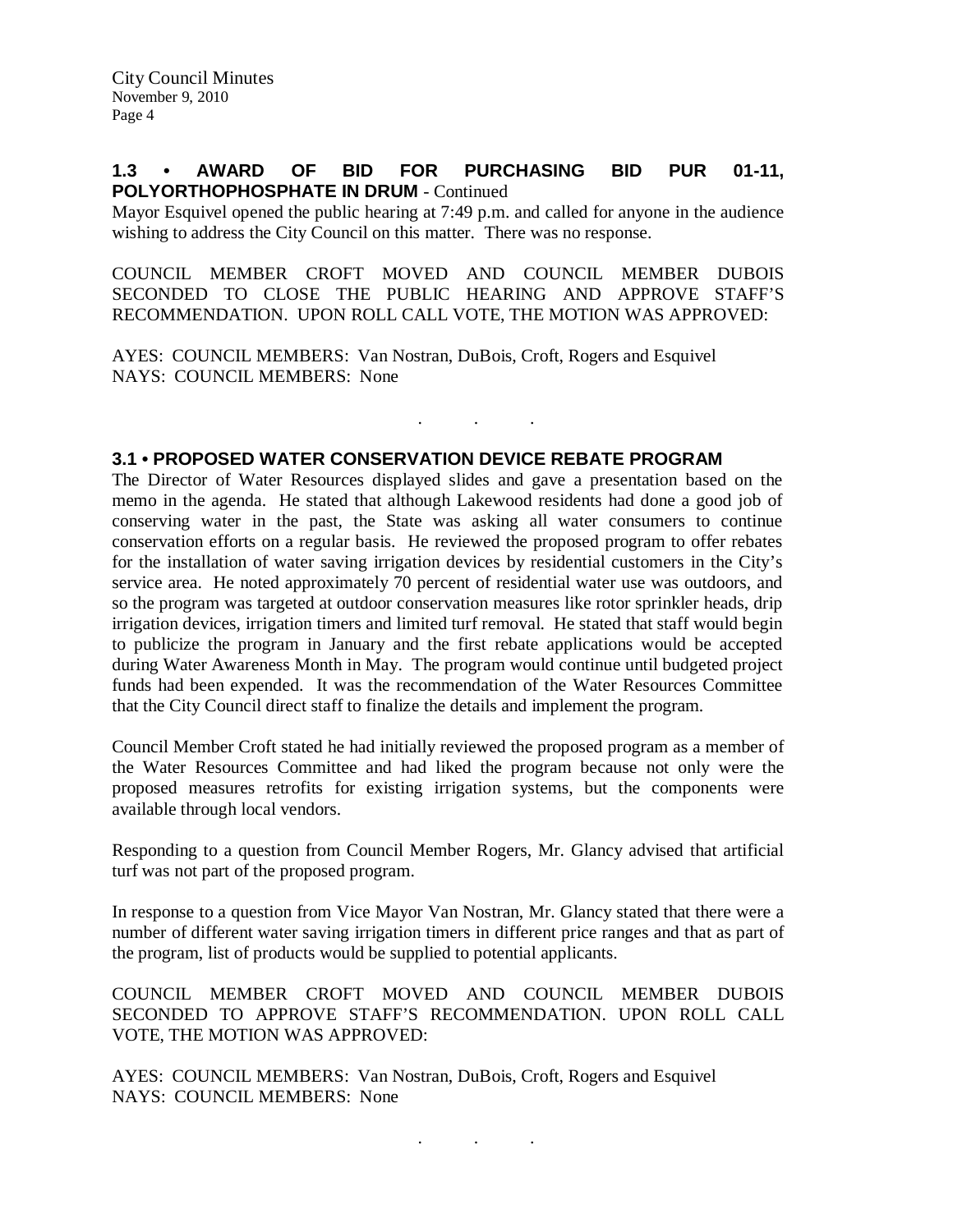### 1.3 • AWARD OF BID FOR PURCHASING BID PUR 01-11, POLYORTHOPHOSPHATE IN DRUM - Continued

Mayor Esquivel opened the public hearing at 7:49 p.m. and called for anyone in the audience wishing to address the City Council on this matter. There was no response.

COUNCIL MEMBER CROFT MOVED AND COUNCIL MEMBER DUBOIS SECONDED TO CLOSE THE PUBLIC HEARING AND APPROVE STAFF'S RECOMMENDATION. UPON ROLL CALL VOTE, THE MOTION WAS APPROVED:

AYES: COUNCIL MEMBERS: Van Nostran, DuBois, Croft, Rogers and Esquivel
NAYS: COUNCIL MEMBERS: None

. . .

### 3.1 • PROPOSED WATER CONSERVATION DEVICE REBATE PROGRAM

The Director of Water Resources displayed slides and gave a presentation based on the memo in the agenda. He stated that although Lakewood residents had done a good job of conserving water in the past, the State was asking all water consumers to continue conservation efforts on a regular basis. He reviewed the proposed program to offer rebates for the installation of water saving irrigation devices by residential customers in the City's service area. He noted approximately 70 percent of residential water use was outdoors, and so the program was targeted at outdoor conservation measures like rotor sprinkler heads, drip irrigation devices, irrigation timers and limited turf removal. He stated that staff would begin to publicize the program in January and the first rebate applications would be accepted during Water Awareness Month in May. The program would continue until budgeted project funds had been expended. It was the recommendation of the Water Resources Committee that the City Council direct staff to finalize the details and implement the program.

Council Member Croft stated he had initially reviewed the proposed program as a member of the Water Resources Committee and had liked the program because not only were the proposed measures retrofits for existing irrigation systems, but the components were available through local vendors.

Responding to a question from Council Member Rogers, Mr. Glancy advised that artificial turf was not part of the proposed program.

In response to a question from Vice Mayor Van Nostran, Mr. Glancy stated that there were a number of different water saving irrigation timers in different price ranges and that as part of the program, list of products would be supplied to potential applicants.

COUNCIL MEMBER CROFT MOVED AND COUNCIL MEMBER DUBOIS SECONDED TO APPROVE STAFF'S RECOMMENDATION. UPON ROLL CALL VOTE, THE MOTION WAS APPROVED:

AYES: COUNCIL MEMBERS: Van Nostran, DuBois, Croft, Rogers and Esquivel
NAYS: COUNCIL MEMBERS: None

. . .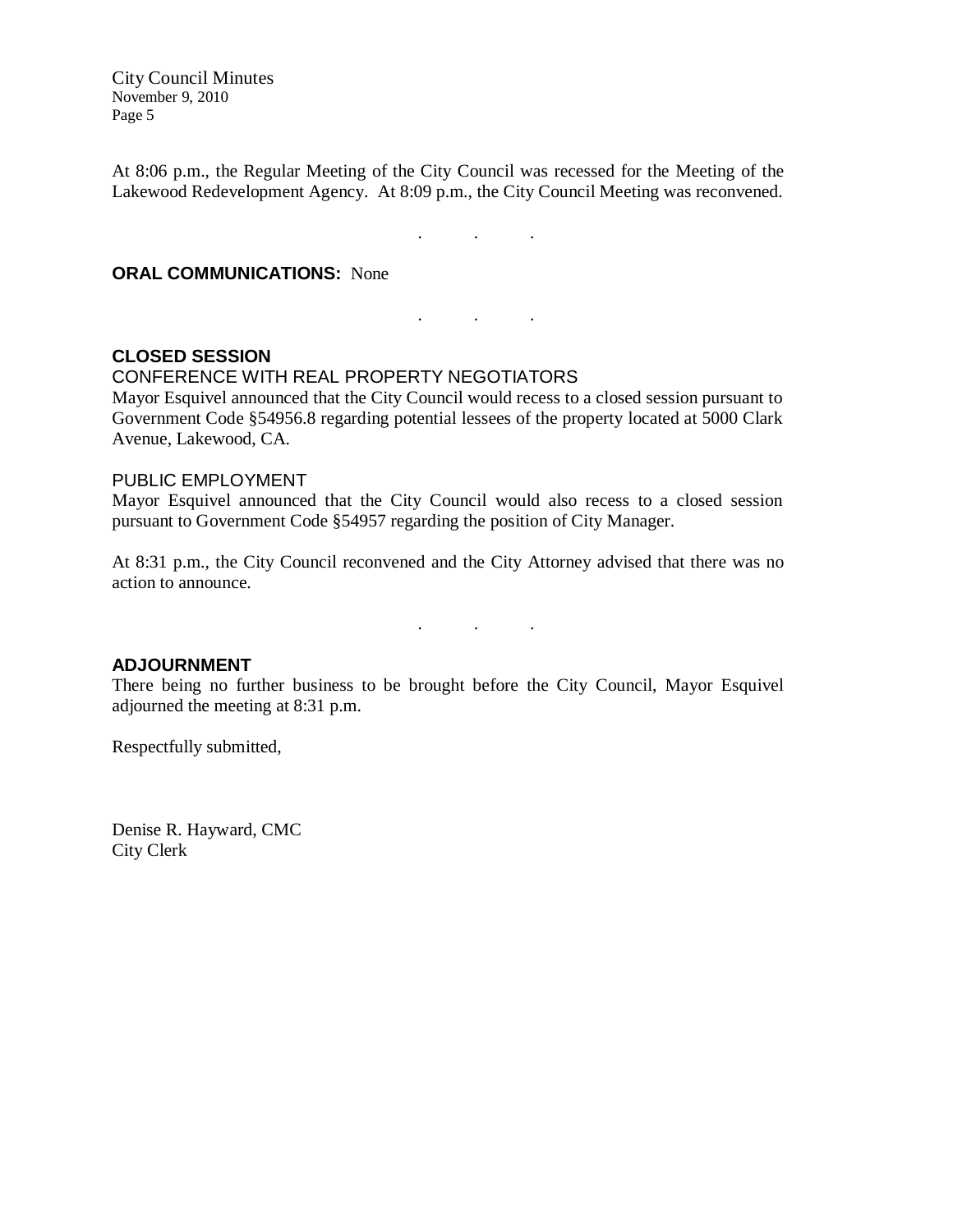At 8:06 p.m., the Regular Meeting of the City Council was recessed for the Meeting of the Lakewood Redevelopment Agency. At 8:09 p.m., the City Council Meeting was reconvened.

. . .

**ORAL COMMUNICATIONS:** None

. . .

**CLOSED SESSION**

CONFERENCE WITH REAL PROPERTY NEGOTIATORS

Mayor Esquivel announced that the City Council would recess to a closed session pursuant to Government Code §54956.8 regarding potential lessees of the property located at 5000 Clark Avenue, Lakewood, CA.

PUBLIC EMPLOYMENT

Mayor Esquivel announced that the City Council would also recess to a closed session pursuant to Government Code §54957 regarding the position of City Manager.

At 8:31 p.m., the City Council reconvened and the City Attorney advised that there was no action to announce.

. . .

**ADJOURNMENT**

There being no further business to be brought before the City Council, Mayor Esquivel adjourned the meeting at 8:31 p.m.

Respectfully submitted,

Denise R. Hayward, CMC
City Clerk